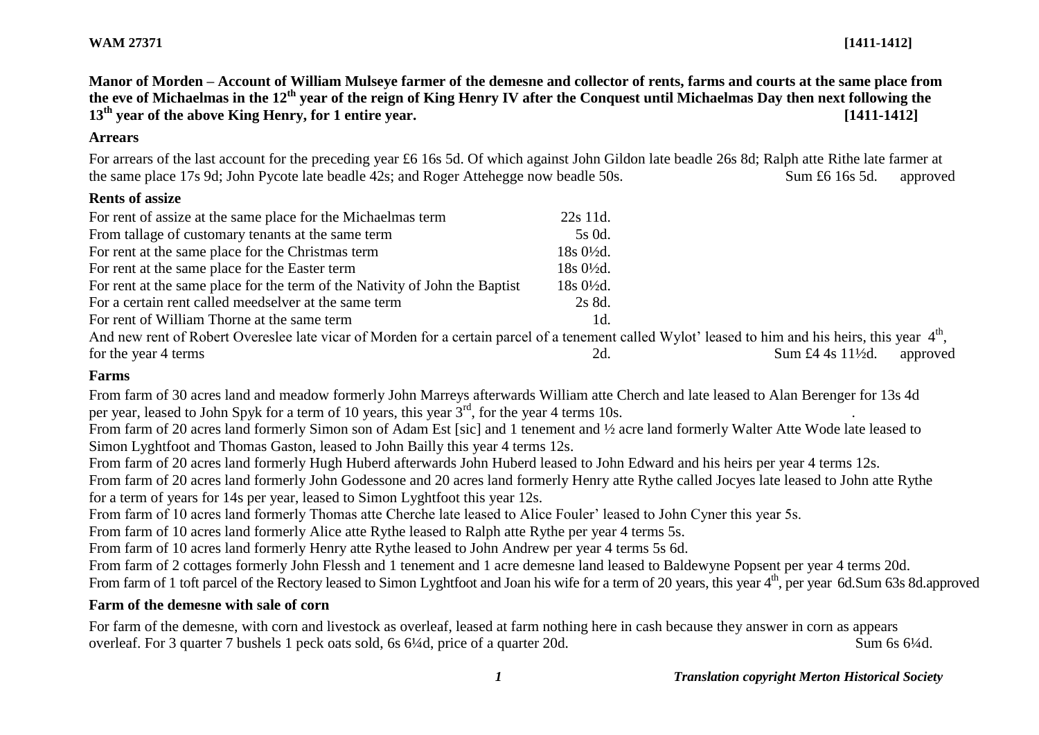**WAM 27371** **[1411-1412]**

**Manor of Morden – Account of William Mulseye farmer of the demesne and collector of rents, farms and courts at the same place from the eve of Michaelmas in the 12th year of the reign of King Henry IV after the Conquest until Michaelmas Day then next following the 13th year of the above King Henry, for 1 entire year.** **[1411-1412]**

## Arrears

For arrears of the last account for the preceding year £6 16s 5d. Of which against John Gildon late beadle 26s 8d; Ralph atte Rithe late farmer at the same place 17s 9d; John Pycote late beadle 42s; and Roger Attehegge now beadle 50s. Sum £6 16s 5d. approved

## Rents of assize

| | | | |
|---|---|---|---|
| For rent of assize at the same place for the Michaelmas term | 22s 11d. | | |
| From tallage of customary tenants at the same term | 5s 0d. | | |
| For rent at the same place for the Christmas term | 18s 0½d. | | |
| For rent at the same place for the Easter term | 18s 0½d. | | |
| For rent at the same place for the term of the Nativity of John the Baptist | 18s 0½d. | | |
| For a certain rent called meedselver at the same term | 2s 8d. | | |
| For rent of William Thorne at the same term | 1d. | | |

And new rent of Robert Overeslee late vicar of Morden for a certain parcel of a tenement called Wylot' leased to him and his heirs, this year 4th, for the year 4 terms 2d. Sum £4 4s 11½d. approved

## Farms

From farm of 30 acres land and meadow formerly John Marreys afterwards William atte Cherch and late leased to Alan Berenger for 13s 4d per year, leased to John Spyk for a term of 10 years, this year 3rd, for the year 4 terms 10s.

From farm of 20 acres land formerly Simon son of Adam Est [sic] and 1 tenement and ½ acre land formerly Walter Atte Wode late leased to Simon Lyghtfoot and Thomas Gaston, leased to John Bailly this year 4 terms 12s.

From farm of 20 acres land formerly Hugh Huberd afterwards John Huberd leased to John Edward and his heirs per year 4 terms 12s.

From farm of 20 acres land formerly John Godessone and 20 acres land formerly Henry atte Rythe called Jocyes late leased to John atte Rythe for a term of years for 14s per year, leased to Simon Lyghtfoot this year 12s.

From farm of 10 acres land formerly Thomas atte Cherche late leased to Alice Fouler' leased to John Cyner this year 5s.

From farm of 10 acres land formerly Alice atte Rythe leased to Ralph atte Rythe per year 4 terms 5s.

From farm of 10 acres land formerly Henry atte Rythe leased to John Andrew per year 4 terms 5s 6d.

From farm of 2 cottages formerly John Flessh and 1 tenement and 1 acre demesne land leased to Baldewyne Popsent per year 4 terms 20d.

From farm of 1 toft parcel of the Rectory leased to Simon Lyghtfoot and Joan his wife for a term of 20 years, this year 4th, per year 6d. Sum 63s 8d. approved

## Farm of the demesne with sale of corn

For farm of the demesne, with corn and livestock as overleaf, leased at farm nothing here in cash because they answer in corn as appears overleaf. For 3 quarter 7 bushels 1 peck oats sold, 6s 6¼d, price of a quarter 20d. Sum 6s 6¼d.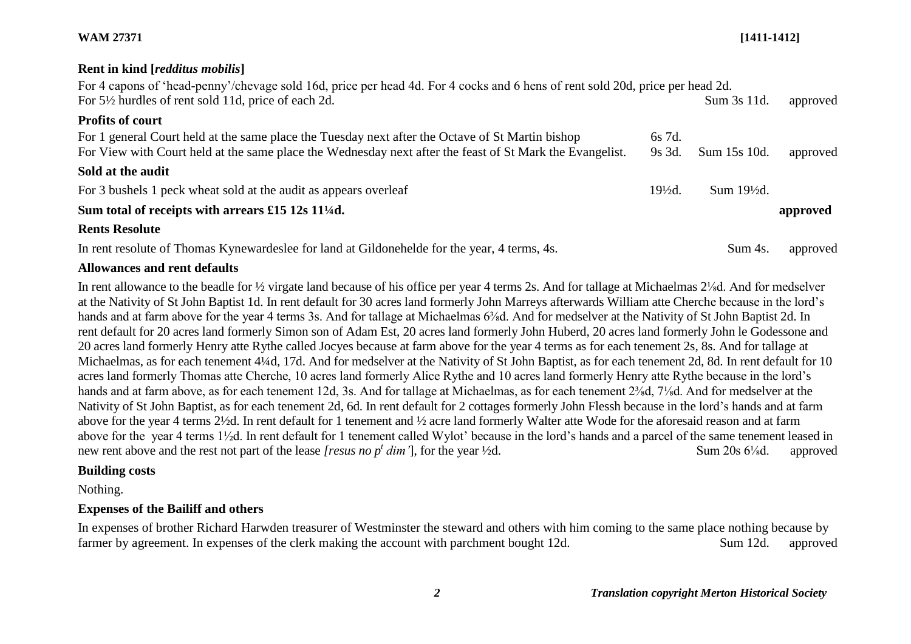**WAM 27371** **[1411-1412]**

## Rent in kind [*redditus mobilis*]

For 4 capons of 'head-penny'/chevage sold 16d, price per head 4d. For 4 cocks and 6 hens of rent sold 20d, price per head 2d. For 5½ hurdles of rent sold 11d, price of each 2d. Sum 3s 11d. approved

## Profits of court

| | | | |
|---|---|---|---|
| For 1 general Court held at the same place the Tuesday next after the Octave of St Martin bishop | 6s 7d. | | |
| For View with Court held at the same place the Wednesday next after the feast of St Mark the Evangelist. | 9s 3d. | Sum 15s 10d. | approved |

## Sold at the audit

| | | |
|---|---|---|
| For 3 bushels 1 peck wheat sold at the audit as appears overleaf | 19½d. | Sum 19½d. |

**Sum total of receipts with arrears £15 12s 11¼d.** **approved**

## Rents Resolute

In rent resolute of Thomas Kynewardeslee for land at Gildonehelde for the year, 4 terms, 4s. Sum 4s. approved

## Allowances and rent defaults

In rent allowance to the beadle for ½ virgate land because of his office per year 4 terms 2s. And for tallage at Michaelmas 2⅛d. And for medselver at the Nativity of St John Baptist 1d. In rent default for 30 acres land formerly John Marreys afterwards William atte Cherche because in the lord's hands and at farm above for the year 4 terms 3s. And for tallage at Michaelmas 6⅜d. And for medselver at the Nativity of St John Baptist 2d. In rent default for 20 acres land formerly Simon son of Adam Est, 20 acres land formerly John Huberd, 20 acres land formerly John le Godessone and 20 acres land formerly Henry atte Rythe called Jocyes because at farm above for the year 4 terms as for each tenement 2s, 8s. And for tallage at Michaelmas, as for each tenement 4¼d, 17d. And for medselver at the Nativity of St John Baptist, as for each tenement 2d, 8d. In rent default for 10 acres land formerly Thomas atte Cherche, 10 acres land formerly Alice Rythe and 10 acres land formerly Henry atte Rythe because in the lord's hands and at farm above, as for each tenement 12d, 3s. And for tallage at Michaelmas, as for each tenement 2⅜d, 7⅛d. And for medselver at the Nativity of St John Baptist, as for each tenement 2d, 6d. In rent default for 2 cottages formerly John Flessh because in the lord's hands and at farm above for the year 4 terms 2½d. In rent default for 1 tenement and ½ acre land formerly Walter atte Wode for the aforesaid reason and at farm above for the year 4 terms 1½d. In rent default for 1 tenement called Wylot' because in the lord's hands and a parcel of the same tenement leased in new rent above and the rest not part of the lease *[resus no p^t dim']*, for the year ½d. Sum 20s 6⅛d. approved

## Building costs

Nothing.

## Expenses of the Bailiff and others

In expenses of brother Richard Harwden treasurer of Westminster the steward and others with him coming to the same place nothing because by farmer by agreement. In expenses of the clerk making the account with parchment bought 12d. Sum 12d. approved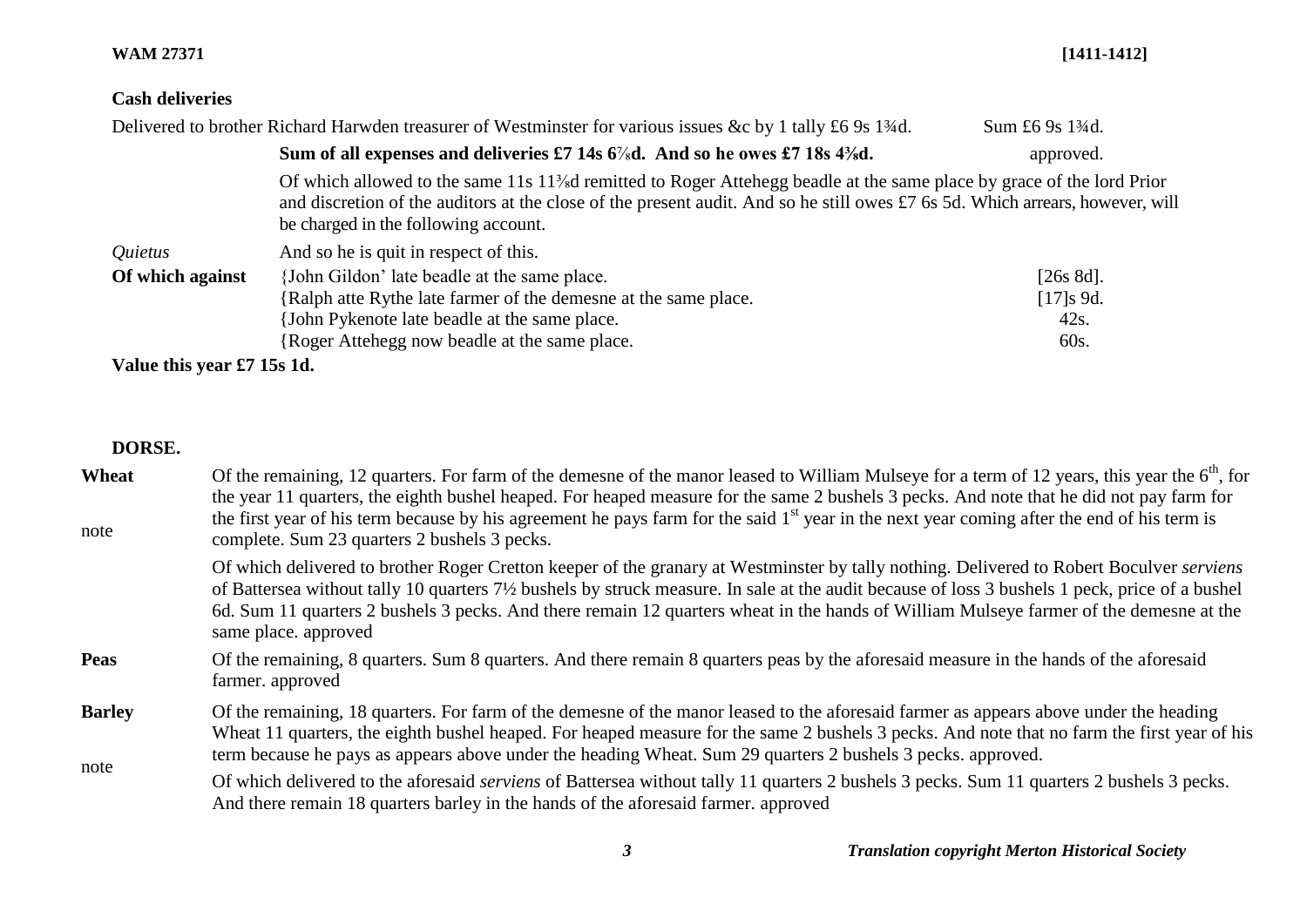**Cash deliveries**

Delivered to brother Richard Harwden treasurer of Westminster for various issues &c by 1 tally £6 9s 1¾d. Sum £6 9s 1¾d.

**Sum of all expenses and deliveries £7 14s 6⅞d. And so he owes £7 18s 4⅜d.** approved.

Of which allowed to the same 11s 11⅜d remitted to Roger Attehegg beadle at the same place by grace of the lord Prior and discretion of the auditors at the close of the present audit. And so he still owes £7 6s 5d. Which arrears, however, will be charged in the following account.

| | | |
|---|---|---|
| *Quietus* | And so he is quit in respect of this. | |
| **Of which against** | {John Gildon' late beadle at the same place. | [26s 8d]. |
| | {Ralph atte Rythe late farmer of the demesne at the same place. | [17]s 9d. |
| | {John Pykenote late beadle at the same place. | 42s. |
| | {Roger Attehegg now beadle at the same place. | 60s. |

**Value this year £7 15s 1d.**

**DORSE.**

**Wheat**

note

Of the remaining, 12 quarters. For farm of the demesne of the manor leased to William Mulseye for a term of 12 years, this year the 6th, for the year 11 quarters, the eighth bushel heaped. For heaped measure for the same 2 bushels 3 pecks. And note that he did not pay farm for the first year of his term because by his agreement he pays farm for the said 1st year in the next year coming after the end of his term is complete. Sum 23 quarters 2 bushels 3 pecks.

Of which delivered to brother Roger Cretton keeper of the granary at Westminster by tally nothing. Delivered to Robert Boculver *serviens* of Battersea without tally 10 quarters 7½ bushels by struck measure. In sale at the audit because of loss 3 bushels 1 peck, price of a bushel 6d. Sum 11 quarters 2 bushels 3 pecks. And there remain 12 quarters wheat in the hands of William Mulseye farmer of the demesne at the same place. approved

**Peas**

Of the remaining, 8 quarters. Sum 8 quarters. And there remain 8 quarters peas by the aforesaid measure in the hands of the aforesaid farmer. approved

**Barley**

note

Of the remaining, 18 quarters. For farm of the demesne of the manor leased to the aforesaid farmer as appears above under the heading Wheat 11 quarters, the eighth bushel heaped. For heaped measure for the same 2 bushels 3 pecks. And note that no farm the first year of his term because he pays as appears above under the heading Wheat. Sum 29 quarters 2 bushels 3 pecks. approved.

Of which delivered to the aforesaid *serviens* of Battersea without tally 11 quarters 2 bushels 3 pecks. Sum 11 quarters 2 bushels 3 pecks. And there remain 18 quarters barley in the hands of the aforesaid farmer. approved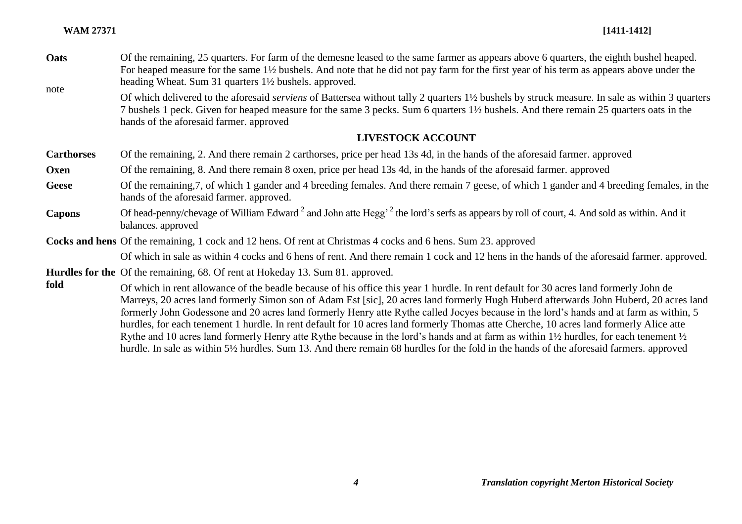**Oats** Of the remaining, 25 quarters. For farm of the demesne leased to the same farmer as appears above 6 quarters, the eighth bushel heaped. For heaped measure for the same 1½ bushels. And note that he did not pay farm for the first year of his term as appears above under the heading Wheat. Sum 31 quarters 1½ bushels. approved.

note

Of which delivered to the aforesaid *serviens* of Battersea without tally 2 quarters 1½ bushels by struck measure. In sale as within 3 quarters 7 bushels 1 peck. Given for heaped measure for the same 3 pecks. Sum 6 quarters 1½ bushels. And there remain 25 quarters oats in the hands of the aforesaid farmer. approved

## LIVESTOCK ACCOUNT

**Carthorses** Of the remaining, 2. And there remain 2 carthorses, price per head 13s 4d, in the hands of the aforesaid farmer. approved

**Oxen** Of the remaining, 8. And there remain 8 oxen, price per head 13s 4d, in the hands of the aforesaid farmer. approved

**Geese** Of the remaining,7, of which 1 gander and 4 breeding females. And there remain 7 geese, of which 1 gander and 4 breeding females, in the hands of the aforesaid farmer. approved.

**Capons** Of head-penny/chevage of William Edward [2] and John atte Hegg' [2] the lord's serfs as appears by roll of court, 4. And sold as within. And it balances. approved

**Cocks and hens** Of the remaining, 1 cock and 12 hens. Of rent at Christmas 4 cocks and 6 hens. Sum 23. approved

Of which in sale as within 4 cocks and 6 hens of rent. And there remain 1 cock and 12 hens in the hands of the aforesaid farmer. approved.

**Hurdles for the fold** Of the remaining, 68. Of rent at Hokeday 13. Sum 81. approved.

Of which in rent allowance of the beadle because of his office this year 1 hurdle. In rent default for 30 acres land formerly John de Marreys, 20 acres land formerly Simon son of Adam Est [sic], 20 acres land formerly Hugh Huberd afterwards John Huberd, 20 acres land formerly John Godessone and 20 acres land formerly Henry atte Rythe called Jocyes because in the lord's hands and at farm as within, 5 hurdles, for each tenement 1 hurdle. In rent default for 10 acres land formerly Thomas atte Cherche, 10 acres land formerly Alice atte Rythe and 10 acres land formerly Henry atte Rythe because in the lord's hands and at farm as within 1½ hurdles, for each tenement ½ hurdle. In sale as within 5½ hurdles. Sum 13. And there remain 68 hurdles for the fold in the hands of the aforesaid farmers. approved